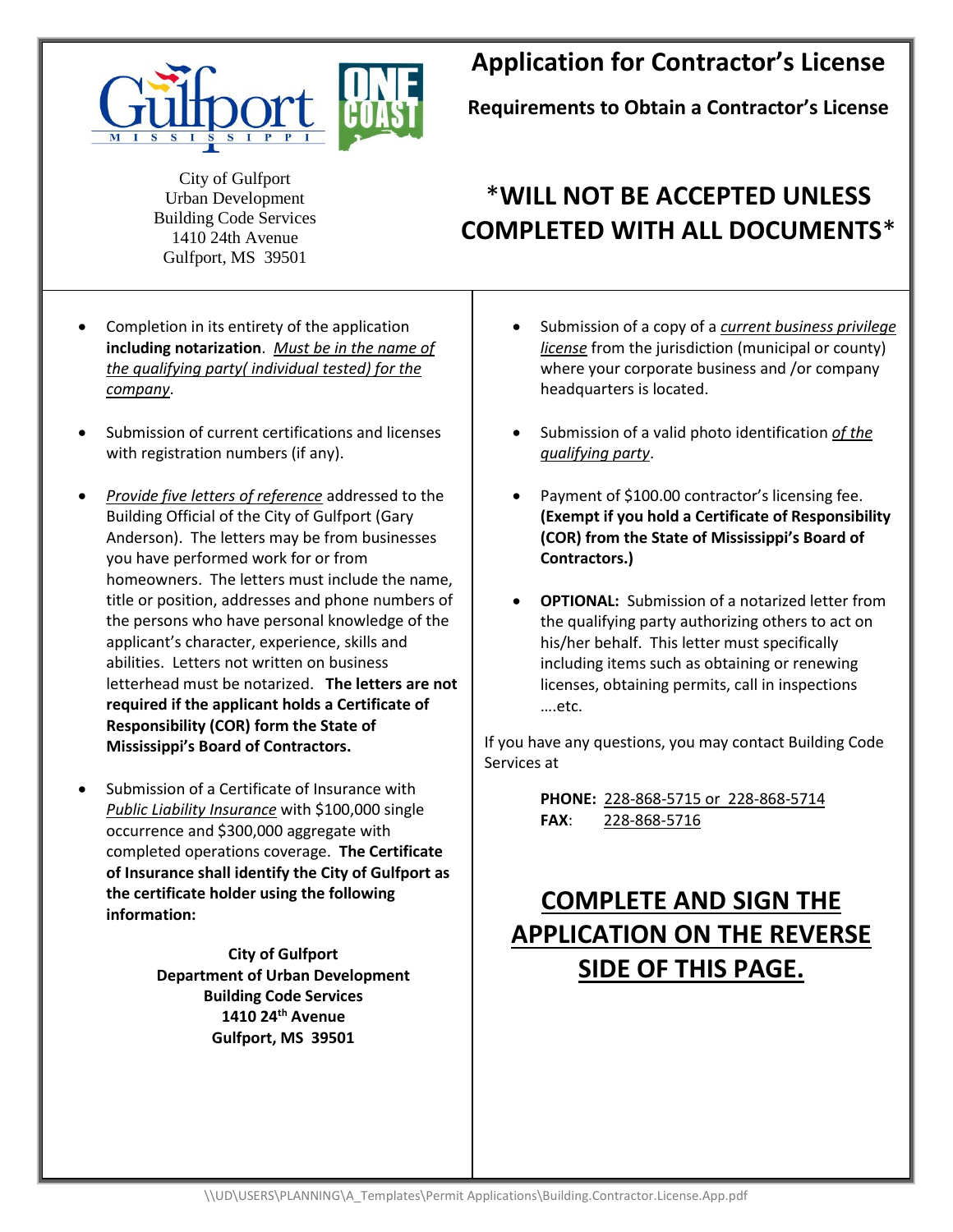City of Gulfport
Urban Development
Building Code Services
1410 24th Avenue
Gulfport, MS 39501

# Application for Contractor's License

## Requirements to Obtain a Contractor's License

## *WILL NOT BE ACCEPTED UNLESS COMPLETED WITH ALL DOCUMENTS*

- Completion in its entirety of the application **including notarization**. *Must be in the name of the qualifying party( individual tested) for the company*.

- Submission of current certifications and licenses with registration numbers (if any).

- *Provide five letters of reference* addressed to the Building Official of the City of Gulfport (Gary Anderson). The letters may be from businesses you have performed work for or from homeowners. The letters must include the name, title or position, addresses and phone numbers of the persons who have personal knowledge of the applicant's character, experience, skills and abilities. Letters not written on business letterhead must be notarized. **The letters are not required if the applicant holds a Certificate of Responsibility (COR) form the State of Mississippi's Board of Contractors.**

- Submission of a Certificate of Insurance with *Public Liability Insurance* with $100,000 single occurrence and $300,000 aggregate with completed operations coverage. **The Certificate of Insurance shall identify the City of Gulfport as the certificate holder using the following information:**

  **City of Gulfport**
  **Department of Urban Development**
  **Building Code Services**
  **1410 24th Avenue**
  **Gulfport, MS 39501**

- Submission of a copy of a *current business privilege license* from the jurisdiction (municipal or county) where your corporate business and /or company headquarters is located.

- Submission of a valid photo identification *of the qualifying party*.

- Payment of $100.00 contractor's licensing fee. **(Exempt if you hold a Certificate of Responsibility (COR) from the State of Mississippi's Board of Contractors.)**

- **OPTIONAL:** Submission of a notarized letter from the qualifying party authorizing others to act on his/her behalf. This letter must specifically including items such as obtaining or renewing licenses, obtaining permits, call in inspections ….etc.

If you have any questions, you may contact Building Code Services at

**PHONE:** 228-868-5715 or 228-868-5714
**FAX**: 228-868-5716

## COMPLETE AND SIGN THE APPLICATION ON THE REVERSE SIDE OF THIS PAGE.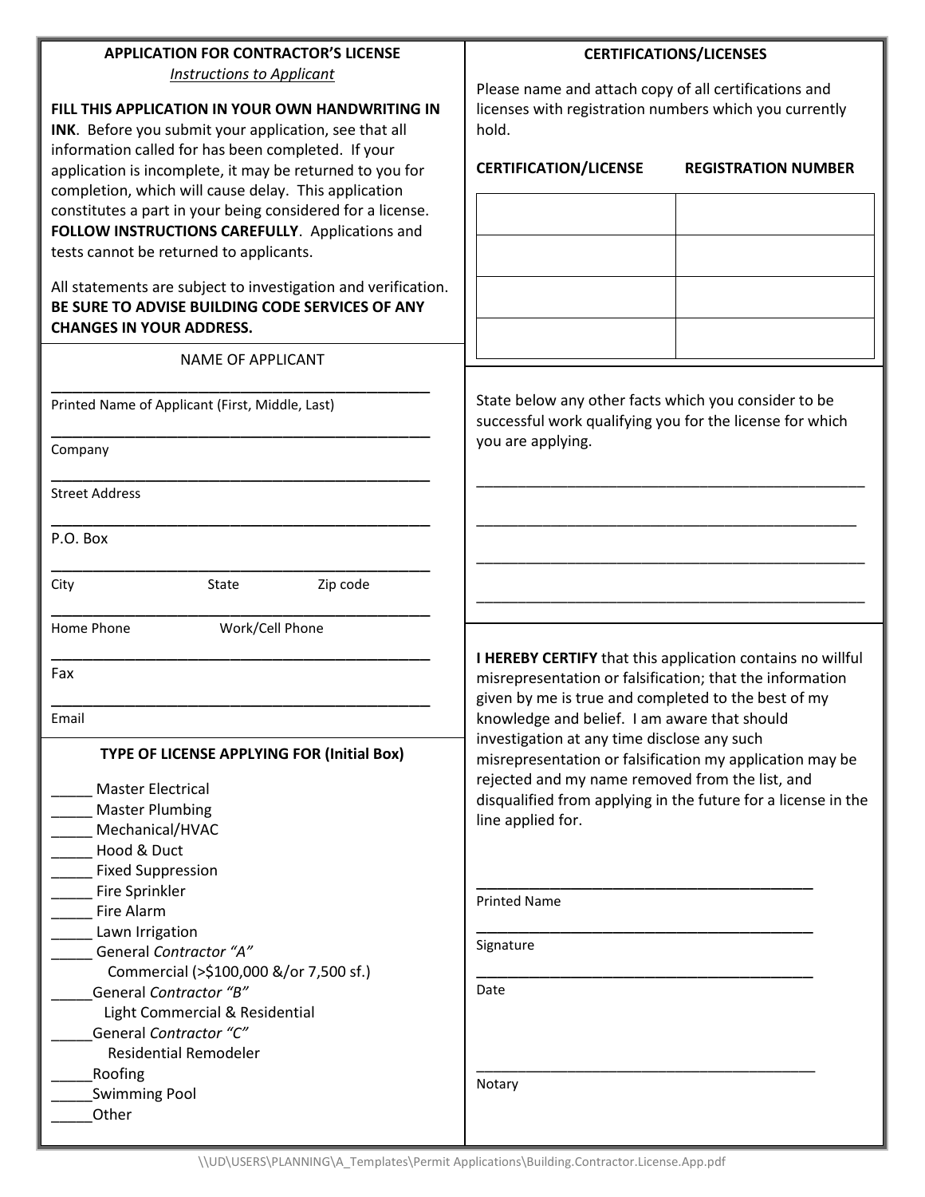## APPLICATION FOR CONTRACTOR'S LICENSE

*Instructions to Applicant*

**FILL THIS APPLICATION IN YOUR OWN HANDWRITING IN INK**. Before you submit your application, see that all information called for has been completed. If your application is incomplete, it may be returned to you for completion, which will cause delay. This application constitutes a part in your being considered for a license. **FOLLOW INSTRUCTIONS CAREFULLY**. Applications and tests cannot be returned to applicants.

All statements are subject to investigation and verification. **BE SURE TO ADVISE BUILDING CODE SERVICES OF ANY CHANGES IN YOUR ADDRESS.**

### NAME OF APPLICANT

\_\_\_\_\_\_\_\_\_\_\_\_\_\_\_\_\_\_\_\_\_\_\_\_\_\_\_\_\_\_\_\_\_\_\_\_\_\_\_\_\_\_\_\_
Printed Name of Applicant (First, Middle, Last)

\_\_\_\_\_\_\_\_\_\_\_\_\_\_\_\_\_\_\_\_\_\_\_\_\_\_\_\_\_\_\_\_\_\_\_\_\_\_\_\_\_\_\_\_
Company

\_\_\_\_\_\_\_\_\_\_\_\_\_\_\_\_\_\_\_\_\_\_\_\_\_\_\_\_\_\_\_\_\_\_\_\_\_\_\_\_\_\_\_\_
Street Address

\_\_\_\_\_\_\_\_\_\_\_\_\_\_\_\_\_\_\_\_\_\_\_\_\_\_\_\_\_\_\_\_\_\_\_\_\_\_\_\_\_\_\_\_
P.O. Box

\_\_\_\_\_\_\_\_\_\_\_\_\_\_\_\_\_\_\_\_\_\_\_\_\_\_\_\_\_\_\_\_\_\_\_\_\_\_\_\_\_\_\_\_
City State Zip code

\_\_\_\_\_\_\_\_\_\_\_\_\_\_\_\_\_\_\_\_\_\_\_\_\_\_\_\_\_\_\_\_\_\_\_\_\_\_\_\_\_\_\_\_
Home Phone Work/Cell Phone

\_\_\_\_\_\_\_\_\_\_\_\_\_\_\_\_\_\_\_\_\_\_\_\_\_\_\_\_\_\_\_\_\_\_\_\_\_\_\_\_\_\_\_\_
Fax

\_\_\_\_\_\_\_\_\_\_\_\_\_\_\_\_\_\_\_\_\_\_\_\_\_\_\_\_\_\_\_\_\_\_\_\_\_\_\_\_\_\_\_\_
Email

### TYPE OF LICENSE APPLYING FOR (Initial Box)

\_\_\_\_\_ Master Electrical
\_\_\_\_\_ Master Plumbing
\_\_\_\_\_ Mechanical/HVAC
\_\_\_\_\_ Hood & Duct
\_\_\_\_\_ Fixed Suppression
\_\_\_\_\_ Fire Sprinkler
\_\_\_\_\_ Fire Alarm
\_\_\_\_\_ Lawn Irrigation
\_\_\_\_\_ General *Contractor "A"*
Commercial (>$100,000 &/or 7,500 sf.)
\_\_\_\_\_General *Contractor "B"*
Light Commercial & Residential
\_\_\_\_\_General *Contractor "C"*
Residential Remodeler
\_\_\_\_\_Roofing
\_\_\_\_\_Swimming Pool
\_\_\_\_\_Other

### CERTIFICATIONS/LICENSES

Please name and attach copy of all certifications and licenses with registration numbers which you currently hold.

| CERTIFICATION/LICENSE | REGISTRATION NUMBER |
|---|---|
| | |
| | |
| | |
| | |

State below any other facts which you consider to be successful work qualifying you for the license for which you are applying.

\_\_\_\_\_\_\_\_\_\_\_\_\_\_\_\_\_\_\_\_\_\_\_\_\_\_\_\_\_\_\_\_\_\_\_\_\_\_\_\_\_\_\_\_

\_\_\_\_\_\_\_\_\_\_\_\_\_\_\_\_\_\_\_\_\_\_\_\_\_\_\_\_\_\_\_\_\_\_\_\_\_\_\_\_\_\_\_\_

\_\_\_\_\_\_\_\_\_\_\_\_\_\_\_\_\_\_\_\_\_\_\_\_\_\_\_\_\_\_\_\_\_\_\_\_\_\_\_\_\_\_\_\_

\_\_\_\_\_\_\_\_\_\_\_\_\_\_\_\_\_\_\_\_\_\_\_\_\_\_\_\_\_\_\_\_\_\_\_\_\_\_\_\_\_\_\_\_

**I HEREBY CERTIFY** that this application contains no willful misrepresentation or falsification; that the information given by me is true and completed to the best of my knowledge and belief. I am aware that should investigation at any time disclose any such misrepresentation or falsification my application may be rejected and my name removed from the list, and disqualified from applying in the future for a license in the line applied for.

\_\_\_\_\_\_\_\_\_\_\_\_\_\_\_\_\_\_\_\_\_\_\_\_\_\_\_\_\_\_\_\_\_\_\_\_\_\_\_\_
Printed Name

\_\_\_\_\_\_\_\_\_\_\_\_\_\_\_\_\_\_\_\_\_\_\_\_\_\_\_\_\_\_\_\_\_\_\_\_\_\_\_\_
Signature

\_\_\_\_\_\_\_\_\_\_\_\_\_\_\_\_\_\_\_\_\_\_\_\_\_\_\_\_\_\_\_\_\_\_\_\_\_\_\_\_
Date

\_\_\_\_\_\_\_\_\_\_\_\_\_\_\_\_\_\_\_\_\_\_\_\_\_\_\_\_\_\_\_\_\_\_\_\_\_\_\_\_
Notary